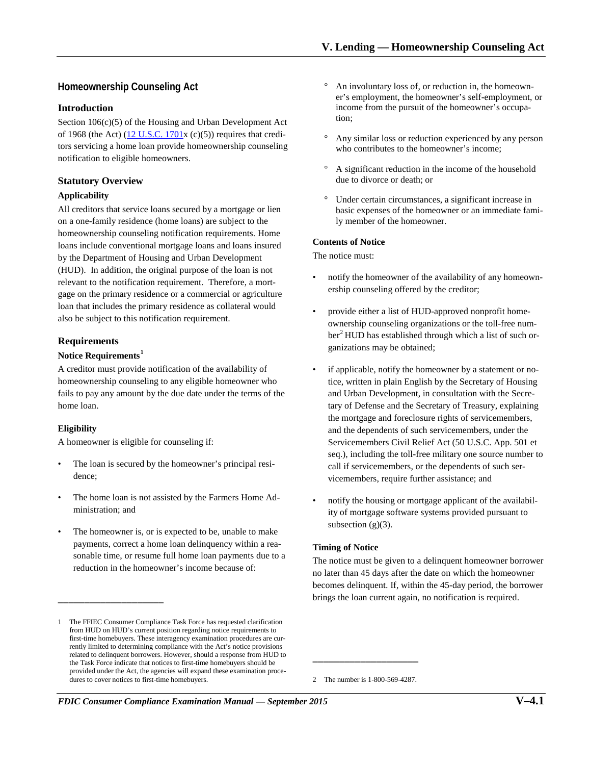## Homeownership Counseling Act

### Introduction

Section 106(c)(5) of the Housing and Urban Development Act of 1968 (the Act) (12 U.S.C. 1701x (c)(5)) requires that creditors servicing a home loan provide homeownership counseling notification to eligible homeowners.

### Statutory Overview

#### Applicability

All creditors that service loans secured by a mortgage or lien on a one-family residence (home loans) are subject to the homeownership counseling notification requirements. Home loans include conventional mortgage loans and loans insured by the Department of Housing and Urban Development (HUD). In addition, the original purpose of the loan is not relevant to the notification requirement. Therefore, a mortgage on the primary residence or a commercial or agriculture loan that includes the primary residence as collateral would also be subject to this notification requirement.

### Requirements

#### Notice Requirements[1]

A creditor must provide notification of the availability of homeownership counseling to any eligible homeowner who fails to pay any amount by the due date under the terms of the home loan.

#### Eligibility

A homeowner is eligible for counseling if:

- The loan is secured by the homeowner's principal residence;
- The home loan is not assisted by the Farmers Home Administration; and
- The homeowner is, or is expected to be, unable to make payments, correct a home loan delinquency within a reasonable time, or resume full home loan payments due to a reduction in the homeowner's income because of:
    - An involuntary loss of, or reduction in, the homeowner's employment, the homeowner's self-employment, or income from the pursuit of the homeowner's occupation;
    - Any similar loss or reduction experienced by any person who contributes to the homeowner's income;
    - A significant reduction in the income of the household due to divorce or death; or
    - Under certain circumstances, a significant increase in basic expenses of the homeowner or an immediate family member of the homeowner.

#### Contents of Notice

The notice must:

- notify the homeowner of the availability of any homeownership counseling offered by the creditor;
- provide either a list of HUD-approved nonprofit homeownership counseling organizations or the toll-free number[2] HUD has established through which a list of such organizations may be obtained;
- if applicable, notify the homeowner by a statement or notice, written in plain English by the Secretary of Housing and Urban Development, in consultation with the Secretary of Defense and the Secretary of Treasury, explaining the mortgage and foreclosure rights of servicemembers, and the dependents of such servicemembers, under the Servicemembers Civil Relief Act (50 U.S.C. App. 501 et seq.), including the toll-free military one source number to call if servicemembers, or the dependents of such servicemembers, require further assistance; and
- notify the housing or mortgage applicant of the availability of mortgage software systems provided pursuant to subsection (g)(3).

#### Timing of Notice

The notice must be given to a delinquent homeowner borrower no later than 45 days after the date on which the homeowner becomes delinquent. If, within the 45-day period, the borrower brings the loan current again, no notification is required.

---

1 The FFIEC Consumer Compliance Task Force has requested clarification from HUD on HUD's current position regarding notice requirements to first-time homebuyers. These interagency examination procedures are currently limited to determining compliance with the Act's notice provisions related to delinquent borrowers. However, should a response from HUD to the Task Force indicate that notices to first-time homebuyers should be provided under the Act, the agencies will expand these examination procedures to cover notices to first-time homebuyers.

2 The number is 1-800-569-4287.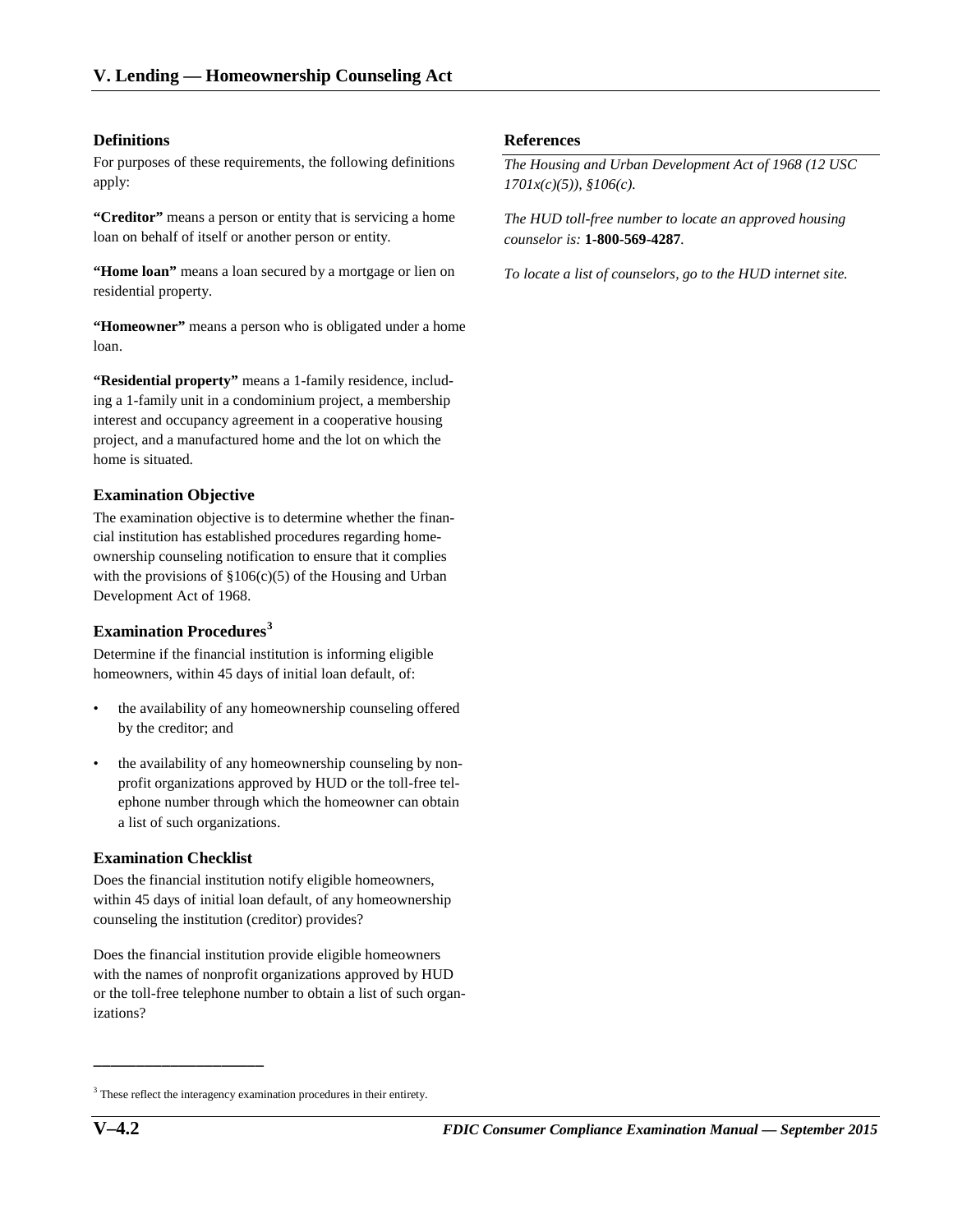## Definitions

For purposes of these requirements, the following definitions apply:

**"Creditor"** means a person or entity that is servicing a home loan on behalf of itself or another person or entity.

**"Home loan"** means a loan secured by a mortgage or lien on residential property.

**"Homeowner"** means a person who is obligated under a home loan.

**"Residential property"** means a 1-family residence, including a 1-family unit in a condominium project, a membership interest and occupancy agreement in a cooperative housing project, and a manufactured home and the lot on which the home is situated.

## Examination Objective

The examination objective is to determine whether the financial institution has established procedures regarding homeownership counseling notification to ensure that it complies with the provisions of §106(c)(5) of the Housing and Urban Development Act of 1968.

## Examination Procedures[3]

Determine if the financial institution is informing eligible homeowners, within 45 days of initial loan default, of:

- the availability of any homeownership counseling offered by the creditor; and
- the availability of any homeownership counseling by nonprofit organizations approved by HUD or the toll-free telephone number through which the homeowner can obtain a list of such organizations.

## Examination Checklist

Does the financial institution notify eligible homeowners, within 45 days of initial loan default, of any homeownership counseling the institution (creditor) provides?

Does the financial institution provide eligible homeowners with the names of nonprofit organizations approved by HUD or the toll-free telephone number to obtain a list of such organizations?

## References

*The Housing and Urban Development Act of 1968 (12 USC 1701x(c)(5)), §106(c).*

*The HUD toll-free number to locate an approved housing counselor is:* **1-800-569-4287**.

*To locate a list of counselors, go to the HUD internet site.*

---

[3] These reflect the interagency examination procedures in their entirety.